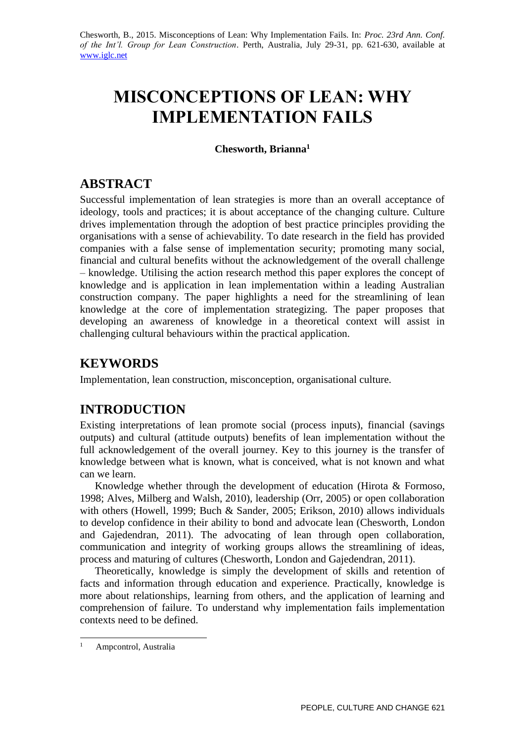Chesworth, B., 2015. Misconceptions of Lean: Why Implementation Fails. In: *Proc. 23rd Ann. Conf. of the Int'l. Group for Lean Construction*. Perth, Australia, July 29-31, pp. 621-630, available at www.iglc.net

# MISCONCEPTIONS OF LEAN: WHY IMPLEMENTATION FAILS

**Chesworth, Brianna[1]**

## ABSTRACT

Successful implementation of lean strategies is more than an overall acceptance of ideology, tools and practices; it is about acceptance of the changing culture. Culture drives implementation through the adoption of best practice principles providing the organisations with a sense of achievability. To date research in the field has provided companies with a false sense of implementation security; promoting many social, financial and cultural benefits without the acknowledgement of the overall challenge – knowledge. Utilising the action research method this paper explores the concept of knowledge and is application in lean implementation within a leading Australian construction company. The paper highlights a need for the streamlining of lean knowledge at the core of implementation strategizing. The paper proposes that developing an awareness of knowledge in a theoretical context will assist in challenging cultural behaviours within the practical application.

## KEYWORDS

Implementation, lean construction, misconception, organisational culture.

## INTRODUCTION

Existing interpretations of lean promote social (process inputs), financial (savings outputs) and cultural (attitude outputs) benefits of lean implementation without the full acknowledgement of the overall journey. Key to this journey is the transfer of knowledge between what is known, what is conceived, what is not known and what can we learn.

Knowledge whether through the development of education (Hirota & Formoso, 1998; Alves, Milberg and Walsh, 2010), leadership (Orr, 2005) or open collaboration with others (Howell, 1999; Buch & Sander, 2005; Erikson, 2010) allows individuals to develop confidence in their ability to bond and advocate lean (Chesworth, London and Gajedendran, 2011). The advocating of lean through open collaboration, communication and integrity of working groups allows the streamlining of ideas, process and maturing of cultures (Chesworth, London and Gajedendran, 2011).

Theoretically, knowledge is simply the development of skills and retention of facts and information through education and experience. Practically, knowledge is more about relationships, learning from others, and the application of learning and comprehension of failure. To understand why implementation fails implementation contexts need to be defined.

[1] Ampcontrol, Australia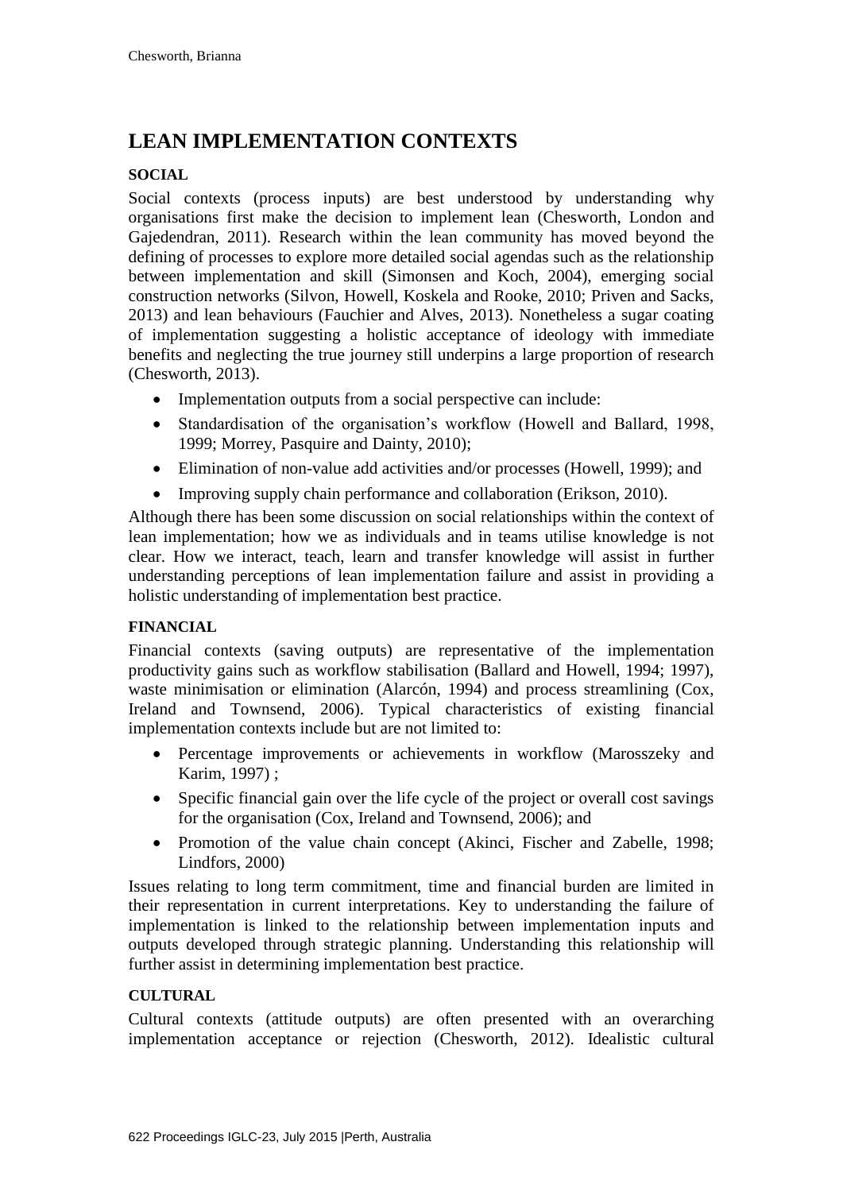## LEAN IMPLEMENTATION CONTEXTS

### SOCIAL

Social contexts (process inputs) are best understood by understanding why organisations first make the decision to implement lean (Chesworth, London and Gajedendran, 2011). Research within the lean community has moved beyond the defining of processes to explore more detailed social agendas such as the relationship between implementation and skill (Simonsen and Koch, 2004), emerging social construction networks (Silvon, Howell, Koskela and Rooke, 2010; Priven and Sacks, 2013) and lean behaviours (Fauchier and Alves, 2013). Nonetheless a sugar coating of implementation suggesting a holistic acceptance of ideology with immediate benefits and neglecting the true journey still underpins a large proportion of research (Chesworth, 2013).

- Implementation outputs from a social perspective can include:
- Standardisation of the organisation's workflow (Howell and Ballard, 1998, 1999; Morrey, Pasquire and Dainty, 2010);
- Elimination of non-value add activities and/or processes (Howell, 1999); and
- Improving supply chain performance and collaboration (Erikson, 2010).

Although there has been some discussion on social relationships within the context of lean implementation; how we as individuals and in teams utilise knowledge is not clear. How we interact, teach, learn and transfer knowledge will assist in further understanding perceptions of lean implementation failure and assist in providing a holistic understanding of implementation best practice.

### FINANCIAL

Financial contexts (saving outputs) are representative of the implementation productivity gains such as workflow stabilisation (Ballard and Howell, 1994; 1997), waste minimisation or elimination (Alarcón, 1994) and process streamlining (Cox, Ireland and Townsend, 2006). Typical characteristics of existing financial implementation contexts include but are not limited to:

- Percentage improvements or achievements in workflow (Marosszeky and Karim, 1997) ;
- Specific financial gain over the life cycle of the project or overall cost savings for the organisation (Cox, Ireland and Townsend, 2006); and
- Promotion of the value chain concept (Akinci, Fischer and Zabelle, 1998; Lindfors, 2000)

Issues relating to long term commitment, time and financial burden are limited in their representation in current interpretations. Key to understanding the failure of implementation is linked to the relationship between implementation inputs and outputs developed through strategic planning. Understanding this relationship will further assist in determining implementation best practice.

### CULTURAL

Cultural contexts (attitude outputs) are often presented with an overarching implementation acceptance or rejection (Chesworth, 2012). Idealistic cultural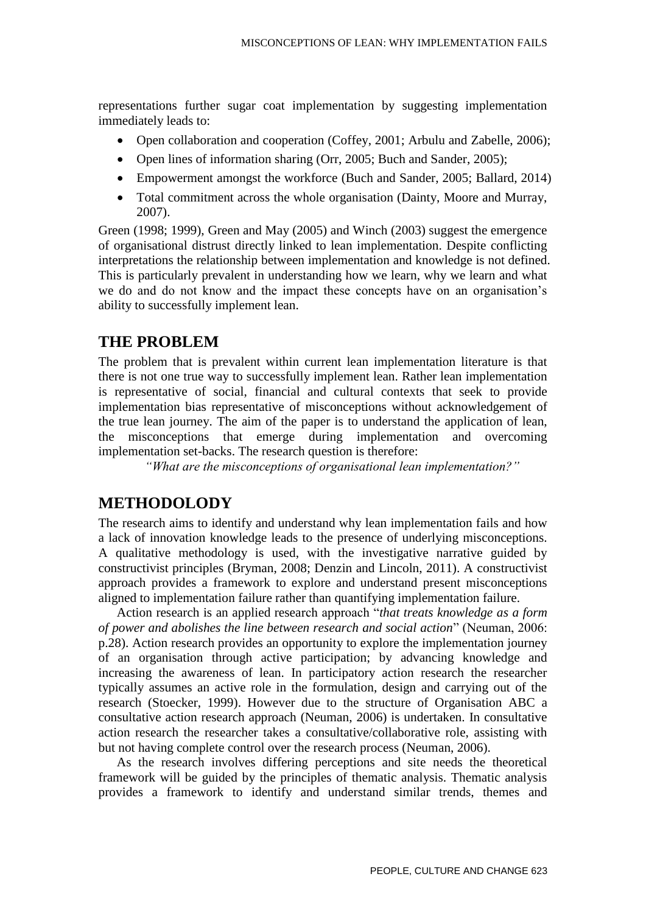representations further sugar coat implementation by suggesting implementation immediately leads to:

- Open collaboration and cooperation (Coffey, 2001; Arbulu and Zabelle, 2006);
- Open lines of information sharing (Orr, 2005; Buch and Sander, 2005);
- Empowerment amongst the workforce (Buch and Sander, 2005; Ballard, 2014)
- Total commitment across the whole organisation (Dainty, Moore and Murray, 2007).

Green (1998; 1999), Green and May (2005) and Winch (2003) suggest the emergence of organisational distrust directly linked to lean implementation. Despite conflicting interpretations the relationship between implementation and knowledge is not defined. This is particularly prevalent in understanding how we learn, why we learn and what we do and do not know and the impact these concepts have on an organisation's ability to successfully implement lean.

## THE PROBLEM

The problem that is prevalent within current lean implementation literature is that there is not one true way to successfully implement lean. Rather lean implementation is representative of social, financial and cultural contexts that seek to provide implementation bias representative of misconceptions without acknowledgement of the true lean journey. The aim of the paper is to understand the application of lean, the misconceptions that emerge during implementation and overcoming implementation set-backs. The research question is therefore:

*"What are the misconceptions of organisational lean implementation?"*

## METHODOLODY

The research aims to identify and understand why lean implementation fails and how a lack of innovation knowledge leads to the presence of underlying misconceptions. A qualitative methodology is used, with the investigative narrative guided by constructivist principles (Bryman, 2008; Denzin and Lincoln, 2011). A constructivist approach provides a framework to explore and understand present misconceptions aligned to implementation failure rather than quantifying implementation failure.

Action research is an applied research approach "*that treats knowledge as a form of power and abolishes the line between research and social action*" (Neuman, 2006: p.28). Action research provides an opportunity to explore the implementation journey of an organisation through active participation; by advancing knowledge and increasing the awareness of lean. In participatory action research the researcher typically assumes an active role in the formulation, design and carrying out of the research (Stoecker, 1999). However due to the structure of Organisation ABC a consultative action research approach (Neuman, 2006) is undertaken. In consultative action research the researcher takes a consultative/collaborative role, assisting with but not having complete control over the research process (Neuman, 2006).

As the research involves differing perceptions and site needs the theoretical framework will be guided by the principles of thematic analysis. Thematic analysis provides a framework to identify and understand similar trends, themes and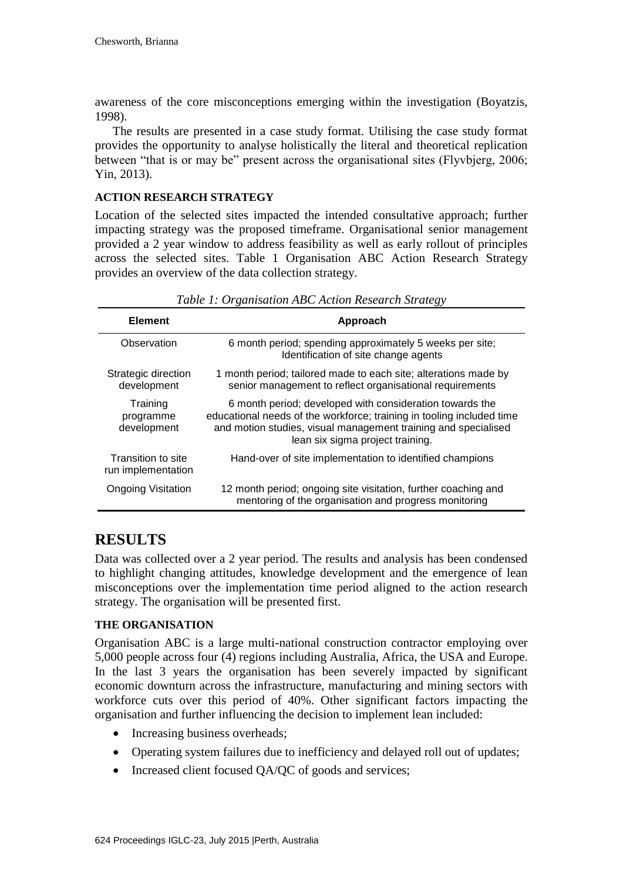awareness of the core misconceptions emerging within the investigation (Boyatzis, 1998).

The results are presented in a case study format. Utilising the case study format provides the opportunity to analyse holistically the literal and theoretical replication between "that is or may be" present across the organisational sites (Flyvbjerg, 2006; Yin, 2013).

### ACTION RESEARCH STRATEGY

Location of the selected sites impacted the intended consultative approach; further impacting strategy was the proposed timeframe. Organisational senior management provided a 2 year window to address feasibility as well as early rollout of principles across the selected sites. Table 1 Organisation ABC Action Research Strategy provides an overview of the data collection strategy.

*Table 1: Organisation ABC Action Research Strategy*

| Element | Approach |
|---|---|
| Observation | 6 month period; spending approximately 5 weeks per site; Identification of site change agents |
| Strategic direction development | 1 month period; tailored made to each site; alterations made by senior management to reflect organisational requirements |
| Training programme development | 6 month period; developed with consideration towards the educational needs of the workforce; training in tooling included time and motion studies, visual management training and specialised lean six sigma project training. |
| Transition to site run implementation | Hand-over of site implementation to identified champions |
| Ongoing Visitation | 12 month period; ongoing site visitation, further coaching and mentoring of the organisation and progress monitoring |

## RESULTS

Data was collected over a 2 year period. The results and analysis has been condensed to highlight changing attitudes, knowledge development and the emergence of lean misconceptions over the implementation time period aligned to the action research strategy. The organisation will be presented first.

### THE ORGANISATION

Organisation ABC is a large multi-national construction contractor employing over 5,000 people across four (4) regions including Australia, Africa, the USA and Europe. In the last 3 years the organisation has been severely impacted by significant economic downturn across the infrastructure, manufacturing and mining sectors with workforce cuts over this period of 40%. Other significant factors impacting the organisation and further influencing the decision to implement lean included:

- Increasing business overheads;
- Operating system failures due to inefficiency and delayed roll out of updates;
- Increased client focused QA/QC of goods and services;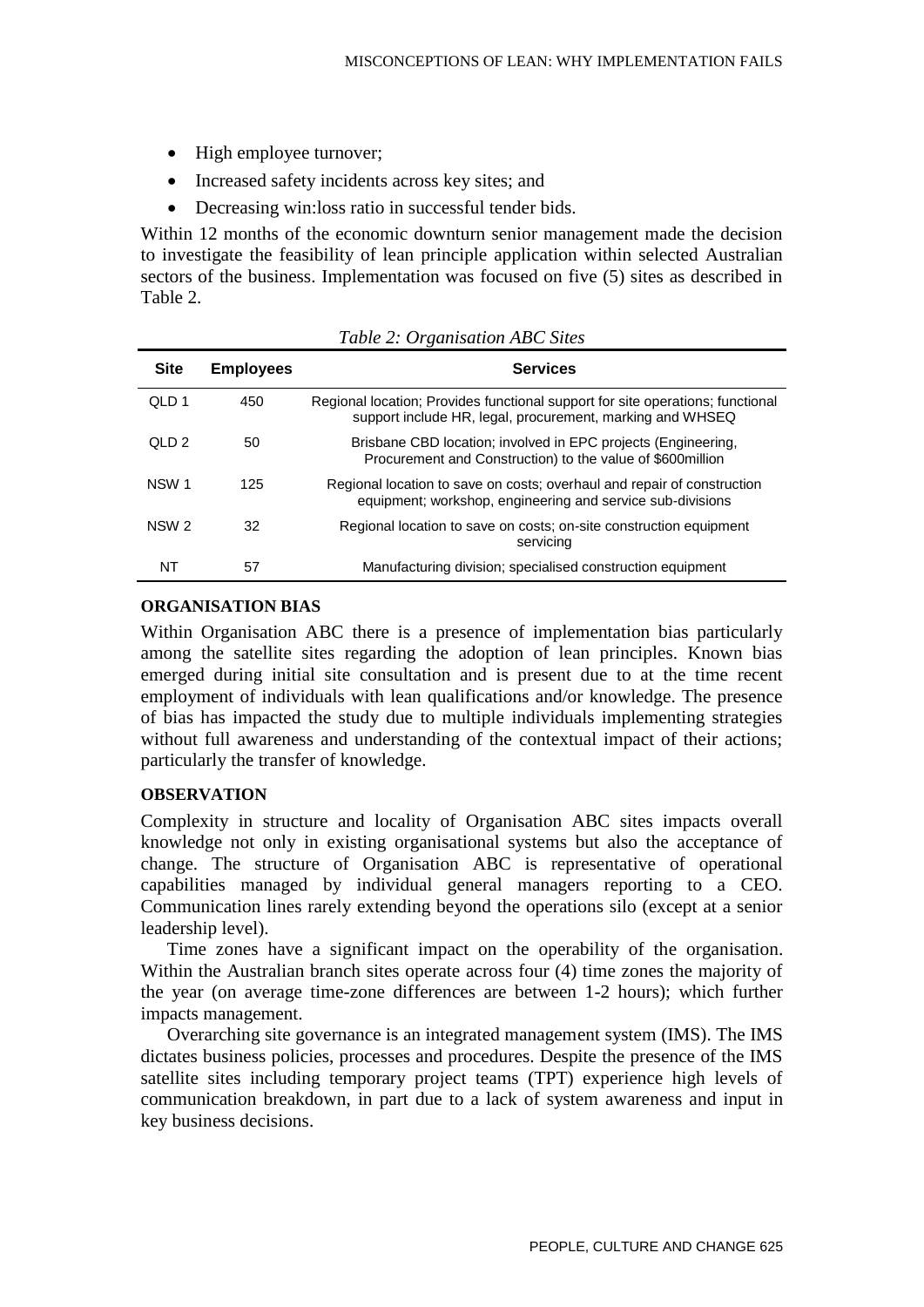- High employee turnover;
- Increased safety incidents across key sites; and
- Decreasing win:loss ratio in successful tender bids.

Within 12 months of the economic downturn senior management made the decision to investigate the feasibility of lean principle application within selected Australian sectors of the business. Implementation was focused on five (5) sites as described in Table 2.

*Table 2: Organisation ABC Sites*

| Site | Employees | Services |
|---|---|---|
| QLD 1 | 450 | Regional location; Provides functional support for site operations; functional support include HR, legal, procurement, marking and WHSEQ |
| QLD 2 | 50 | Brisbane CBD location; involved in EPC projects (Engineering, Procurement and Construction) to the value of $600million |
| NSW 1 | 125 | Regional location to save on costs; overhaul and repair of construction equipment; workshop, engineering and service sub-divisions |
| NSW 2 | 32 | Regional location to save on costs; on-site construction equipment servicing |
| NT | 57 | Manufacturing division; specialised construction equipment |

### ORGANISATION BIAS

Within Organisation ABC there is a presence of implementation bias particularly among the satellite sites regarding the adoption of lean principles. Known bias emerged during initial site consultation and is present due to at the time recent employment of individuals with lean qualifications and/or knowledge. The presence of bias has impacted the study due to multiple individuals implementing strategies without full awareness and understanding of the contextual impact of their actions; particularly the transfer of knowledge.

### OBSERVATION

Complexity in structure and locality of Organisation ABC sites impacts overall knowledge not only in existing organisational systems but also the acceptance of change. The structure of Organisation ABC is representative of operational capabilities managed by individual general managers reporting to a CEO. Communication lines rarely extending beyond the operations silo (except at a senior leadership level).

Time zones have a significant impact on the operability of the organisation. Within the Australian branch sites operate across four (4) time zones the majority of the year (on average time-zone differences are between 1-2 hours); which further impacts management.

Overarching site governance is an integrated management system (IMS). The IMS dictates business policies, processes and procedures. Despite the presence of the IMS satellite sites including temporary project teams (TPT) experience high levels of communication breakdown, in part due to a lack of system awareness and input in key business decisions.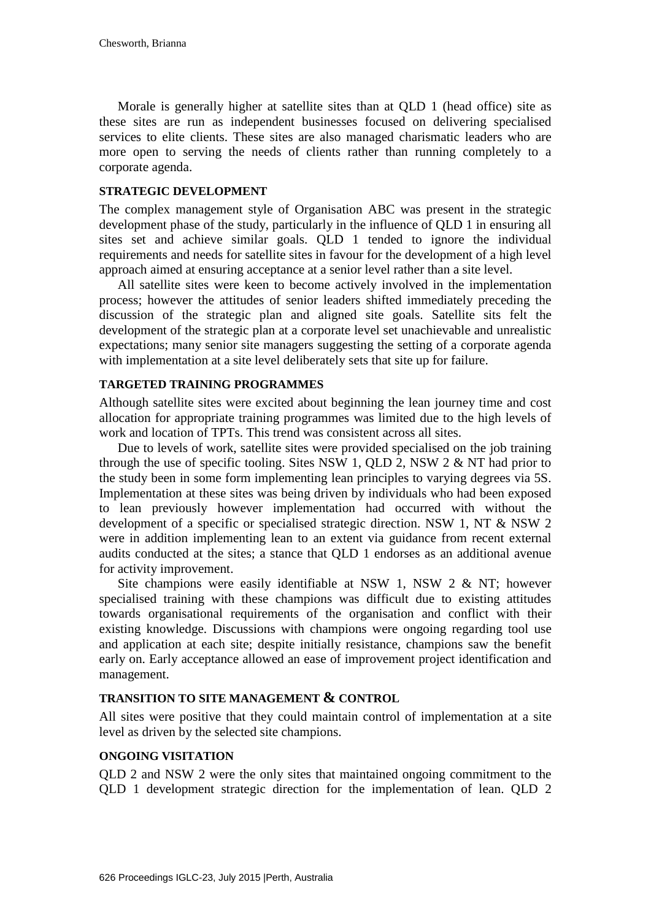Morale is generally higher at satellite sites than at QLD 1 (head office) site as these sites are run as independent businesses focused on delivering specialised services to elite clients. These sites are also managed charismatic leaders who are more open to serving the needs of clients rather than running completely to a corporate agenda.

### STRATEGIC DEVELOPMENT

The complex management style of Organisation ABC was present in the strategic development phase of the study, particularly in the influence of QLD 1 in ensuring all sites set and achieve similar goals. QLD 1 tended to ignore the individual requirements and needs for satellite sites in favour for the development of a high level approach aimed at ensuring acceptance at a senior level rather than a site level.

All satellite sites were keen to become actively involved in the implementation process; however the attitudes of senior leaders shifted immediately preceding the discussion of the strategic plan and aligned site goals. Satellite sits felt the development of the strategic plan at a corporate level set unachievable and unrealistic expectations; many senior site managers suggesting the setting of a corporate agenda with implementation at a site level deliberately sets that site up for failure.

### TARGETED TRAINING PROGRAMMES

Although satellite sites were excited about beginning the lean journey time and cost allocation for appropriate training programmes was limited due to the high levels of work and location of TPTs. This trend was consistent across all sites.

Due to levels of work, satellite sites were provided specialised on the job training through the use of specific tooling. Sites NSW 1, QLD 2, NSW 2 & NT had prior to the study been in some form implementing lean principles to varying degrees via 5S. Implementation at these sites was being driven by individuals who had been exposed to lean previously however implementation had occurred with without the development of a specific or specialised strategic direction. NSW 1, NT & NSW 2 were in addition implementing lean to an extent via guidance from recent external audits conducted at the sites; a stance that QLD 1 endorses as an additional avenue for activity improvement.

Site champions were easily identifiable at NSW 1, NSW 2 & NT; however specialised training with these champions was difficult due to existing attitudes towards organisational requirements of the organisation and conflict with their existing knowledge. Discussions with champions were ongoing regarding tool use and application at each site; despite initially resistance, champions saw the benefit early on. Early acceptance allowed an ease of improvement project identification and management.

### TRANSITION TO SITE MANAGEMENT & CONTROL

All sites were positive that they could maintain control of implementation at a site level as driven by the selected site champions.

### ONGOING VISITATION

QLD 2 and NSW 2 were the only sites that maintained ongoing commitment to the QLD 1 development strategic direction for the implementation of lean. QLD 2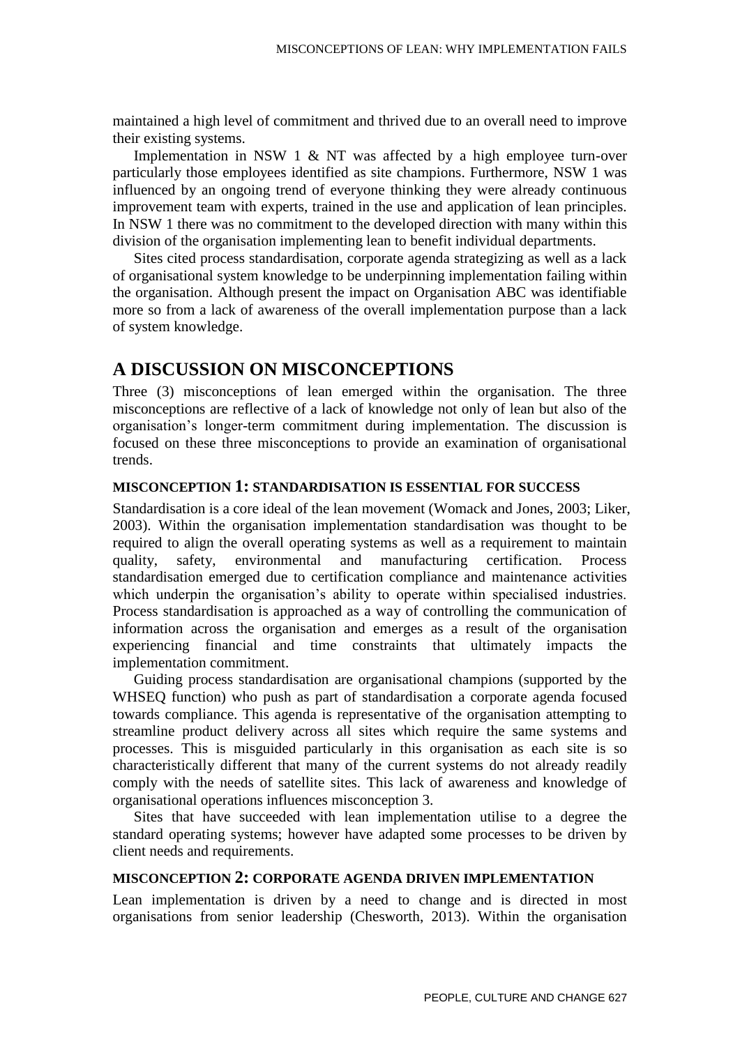maintained a high level of commitment and thrived due to an overall need to improve their existing systems.

Implementation in NSW 1 & NT was affected by a high employee turn-over particularly those employees identified as site champions. Furthermore, NSW 1 was influenced by an ongoing trend of everyone thinking they were already continuous improvement team with experts, trained in the use and application of lean principles. In NSW 1 there was no commitment to the developed direction with many within this division of the organisation implementing lean to benefit individual departments.

Sites cited process standardisation, corporate agenda strategizing as well as a lack of organisational system knowledge to be underpinning implementation failing within the organisation. Although present the impact on Organisation ABC was identifiable more so from a lack of awareness of the overall implementation purpose than a lack of system knowledge.

## A DISCUSSION ON MISCONCEPTIONS

Three (3) misconceptions of lean emerged within the organisation. The three misconceptions are reflective of a lack of knowledge not only of lean but also of the organisation's longer-term commitment during implementation. The discussion is focused on these three misconceptions to provide an examination of organisational trends.

### MISCONCEPTION 1: STANDARDISATION IS ESSENTIAL FOR SUCCESS

Standardisation is a core ideal of the lean movement (Womack and Jones, 2003; Liker, 2003). Within the organisation implementation standardisation was thought to be required to align the overall operating systems as well as a requirement to maintain quality, safety, environmental and manufacturing certification. Process standardisation emerged due to certification compliance and maintenance activities which underpin the organisation's ability to operate within specialised industries. Process standardisation is approached as a way of controlling the communication of information across the organisation and emerges as a result of the organisation experiencing financial and time constraints that ultimately impacts the implementation commitment.

Guiding process standardisation are organisational champions (supported by the WHSEQ function) who push as part of standardisation a corporate agenda focused towards compliance. This agenda is representative of the organisation attempting to streamline product delivery across all sites which require the same systems and processes. This is misguided particularly in this organisation as each site is so characteristically different that many of the current systems do not already readily comply with the needs of satellite sites. This lack of awareness and knowledge of organisational operations influences misconception 3.

Sites that have succeeded with lean implementation utilise to a degree the standard operating systems; however have adapted some processes to be driven by client needs and requirements.

### MISCONCEPTION 2: CORPORATE AGENDA DRIVEN IMPLEMENTATION

Lean implementation is driven by a need to change and is directed in most organisations from senior leadership (Chesworth, 2013). Within the organisation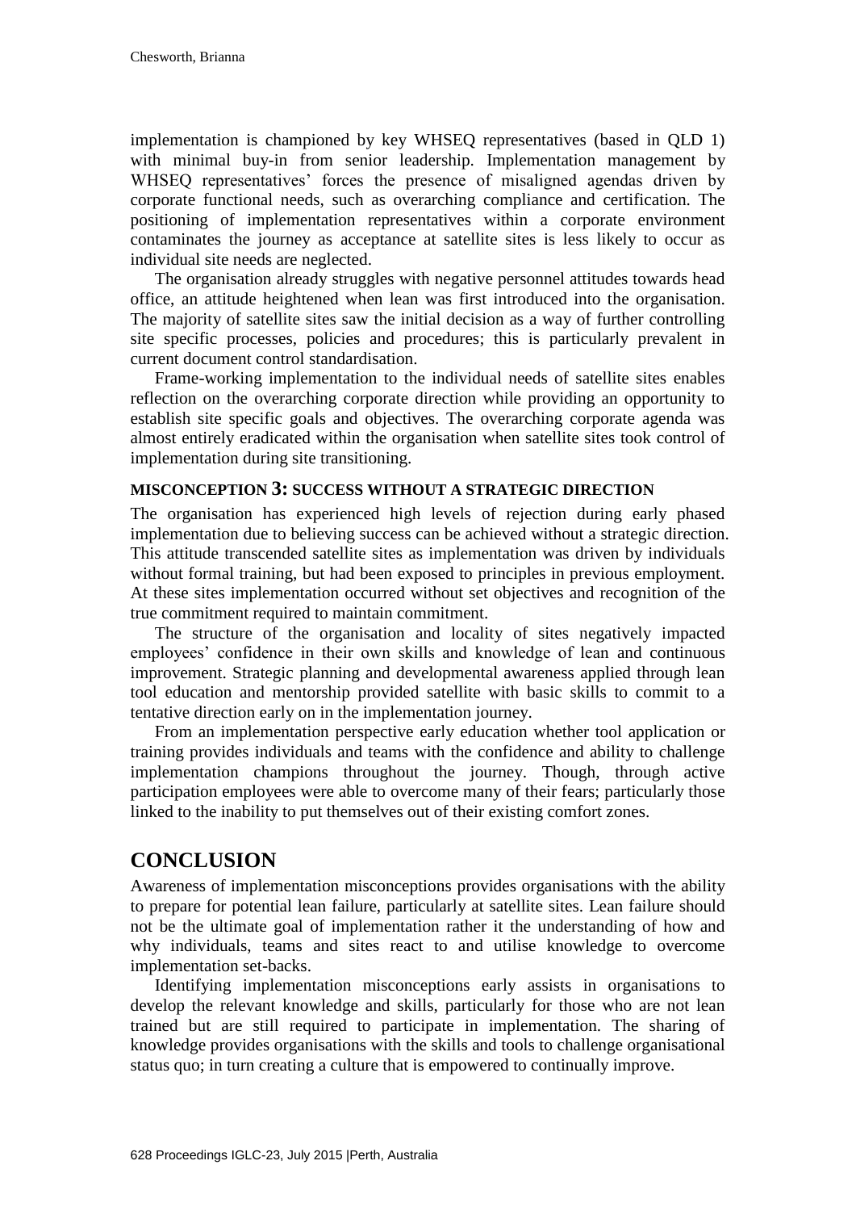implementation is championed by key WHSEQ representatives (based in QLD 1) with minimal buy-in from senior leadership. Implementation management by WHSEQ representatives' forces the presence of misaligned agendas driven by corporate functional needs, such as overarching compliance and certification. The positioning of implementation representatives within a corporate environment contaminates the journey as acceptance at satellite sites is less likely to occur as individual site needs are neglected.

The organisation already struggles with negative personnel attitudes towards head office, an attitude heightened when lean was first introduced into the organisation. The majority of satellite sites saw the initial decision as a way of further controlling site specific processes, policies and procedures; this is particularly prevalent in current document control standardisation.

Frame-working implementation to the individual needs of satellite sites enables reflection on the overarching corporate direction while providing an opportunity to establish site specific goals and objectives. The overarching corporate agenda was almost entirely eradicated within the organisation when satellite sites took control of implementation during site transitioning.

### MISCONCEPTION 3: SUCCESS WITHOUT A STRATEGIC DIRECTION

The organisation has experienced high levels of rejection during early phased implementation due to believing success can be achieved without a strategic direction. This attitude transcended satellite sites as implementation was driven by individuals without formal training, but had been exposed to principles in previous employment. At these sites implementation occurred without set objectives and recognition of the true commitment required to maintain commitment.

The structure of the organisation and locality of sites negatively impacted employees' confidence in their own skills and knowledge of lean and continuous improvement. Strategic planning and developmental awareness applied through lean tool education and mentorship provided satellite with basic skills to commit to a tentative direction early on in the implementation journey.

From an implementation perspective early education whether tool application or training provides individuals and teams with the confidence and ability to challenge implementation champions throughout the journey. Though, through active participation employees were able to overcome many of their fears; particularly those linked to the inability to put themselves out of their existing comfort zones.

## CONCLUSION

Awareness of implementation misconceptions provides organisations with the ability to prepare for potential lean failure, particularly at satellite sites. Lean failure should not be the ultimate goal of implementation rather it the understanding of how and why individuals, teams and sites react to and utilise knowledge to overcome implementation set-backs.

Identifying implementation misconceptions early assists in organisations to develop the relevant knowledge and skills, particularly for those who are not lean trained but are still required to participate in implementation. The sharing of knowledge provides organisations with the skills and tools to challenge organisational status quo; in turn creating a culture that is empowered to continually improve.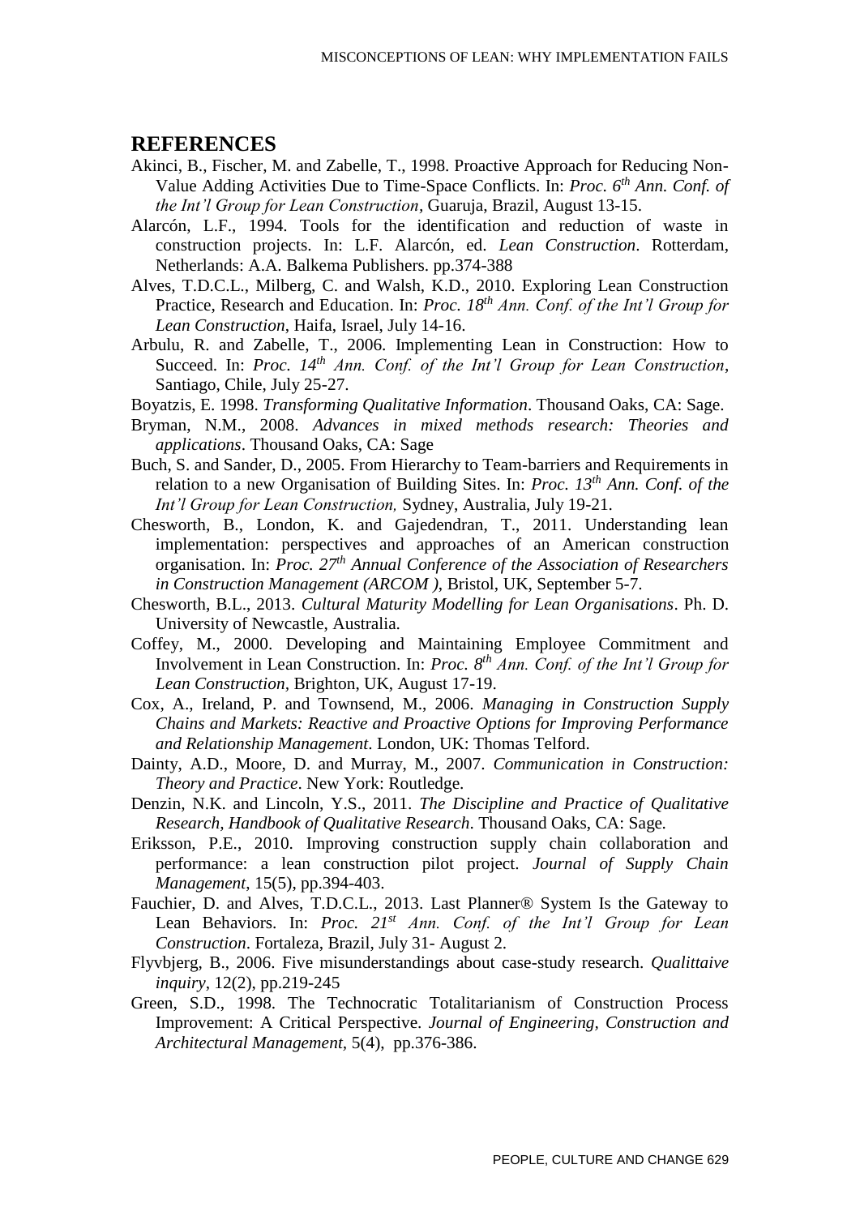## REFERENCES

Akinci, B., Fischer, M. and Zabelle, T., 1998. Proactive Approach for Reducing Non-Value Adding Activities Due to Time-Space Conflicts. In: *Proc. 6th Ann. Conf. of the Int'l Group for Lean Construction*, Guaruja, Brazil, August 13-15.

Alarcón, L.F., 1994. Tools for the identification and reduction of waste in construction projects. In: L.F. Alarcón, ed. *Lean Construction*. Rotterdam, Netherlands: A.A. Balkema Publishers. pp.374-388

Alves, T.D.C.L., Milberg, C. and Walsh, K.D., 2010. Exploring Lean Construction Practice, Research and Education. In: *Proc. 18th Ann. Conf. of the Int'l Group for Lean Construction*, Haifa, Israel, July 14-16.

Arbulu, R. and Zabelle, T., 2006. Implementing Lean in Construction: How to Succeed. In: *Proc. 14th Ann. Conf. of the Int'l Group for Lean Construction*, Santiago, Chile, July 25-27.

Boyatzis, E. 1998. *Transforming Qualitative Information*. Thousand Oaks, CA: Sage.

Bryman, N.M., 2008. *Advances in mixed methods research: Theories and applications*. Thousand Oaks, CA: Sage

Buch, S. and Sander, D., 2005. From Hierarchy to Team-barriers and Requirements in relation to a new Organisation of Building Sites. In: *Proc. 13th Ann. Conf. of the Int'l Group for Lean Construction,* Sydney, Australia, July 19-21.

Chesworth, B., London, K. and Gajedendran, T., 2011. Understanding lean implementation: perspectives and approaches of an American construction organisation. In: *Proc. 27th Annual Conference of the Association of Researchers in Construction Management (ARCOM )*, Bristol, UK, September 5-7.

Chesworth, B.L., 2013. *Cultural Maturity Modelling for Lean Organisations*. Ph. D. University of Newcastle, Australia.

Coffey, M., 2000. Developing and Maintaining Employee Commitment and Involvement in Lean Construction. In: *Proc. 8th Ann. Conf. of the Int'l Group for Lean Construction*, Brighton, UK, August 17-19.

Cox, A., Ireland, P. and Townsend, M., 2006. *Managing in Construction Supply Chains and Markets: Reactive and Proactive Options for Improving Performance and Relationship Management*. London, UK: Thomas Telford.

Dainty, A.D., Moore, D. and Murray, M., 2007. *Communication in Construction: Theory and Practice*. New York: Routledge.

Denzin, N.K. and Lincoln, Y.S., 2011. *The Discipline and Practice of Qualitative Research, Handbook of Qualitative Research*. Thousand Oaks, CA: Sage.

Eriksson, P.E., 2010. Improving construction supply chain collaboration and performance: a lean construction pilot project. *Journal of Supply Chain Management*, 15(5), pp.394-403.

Fauchier, D. and Alves, T.D.C.L., 2013. Last Planner® System Is the Gateway to Lean Behaviors. In: *Proc. 21st Ann. Conf. of the Int'l Group for Lean Construction*. Fortaleza, Brazil, July 31- August 2.

Flyvbjerg, B., 2006. Five misunderstandings about case-study research. *Qualittaive inquiry*, 12(2), pp.219-245

Green, S.D., 1998. The Technocratic Totalitarianism of Construction Process Improvement: A Critical Perspective. *Journal of Engineering, Construction and Architectural Management*, 5(4), pp.376-386.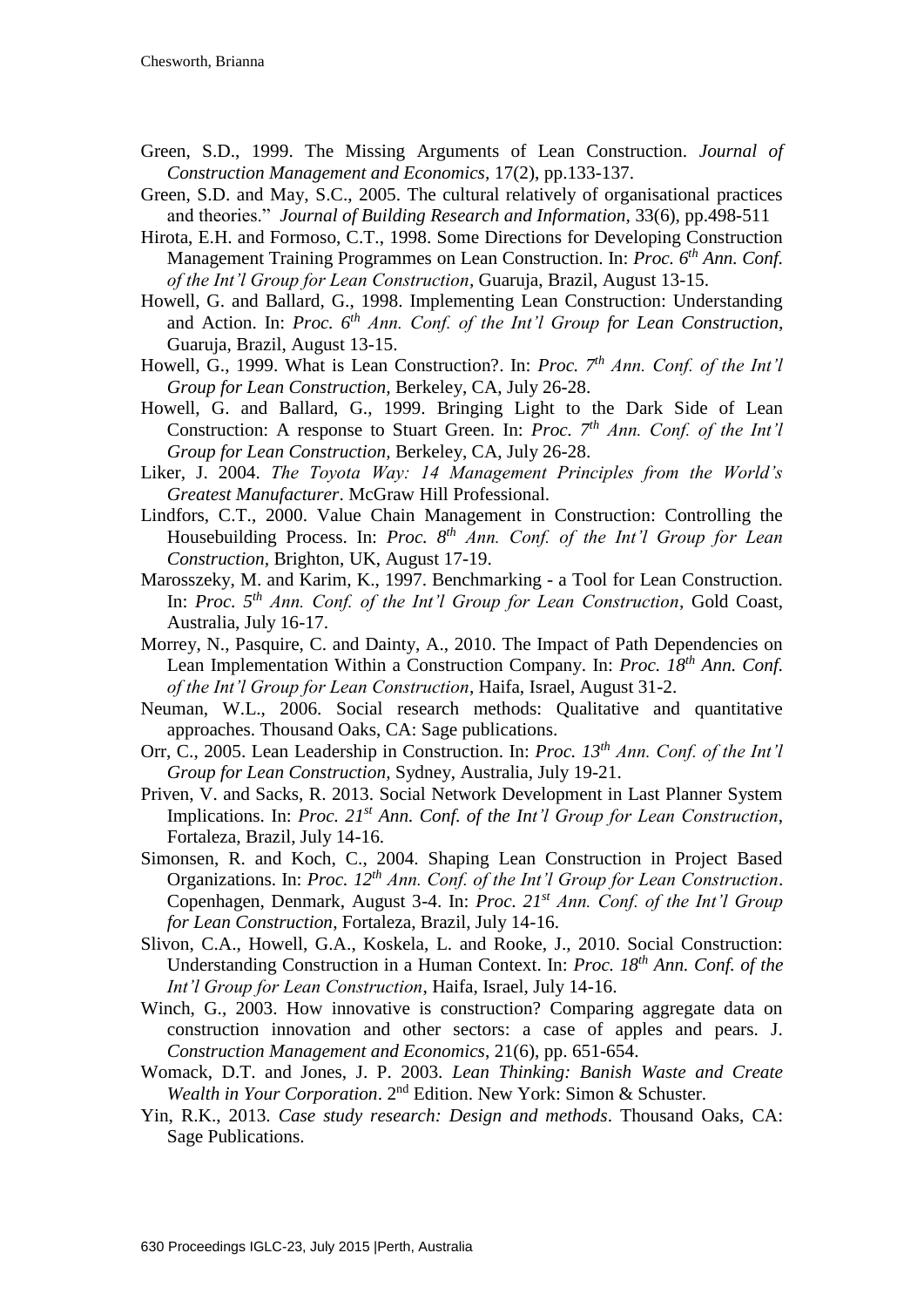Green, S.D., 1999. The Missing Arguments of Lean Construction. *Journal of Construction Management and Economics,* 17(2), pp.133-137.

Green, S.D. and May, S.C., 2005. The cultural relatively of organisational practices and theories." *Journal of Building Research and Information,* 33(6), pp.498-511

Hirota, E.H. and Formoso, C.T., 1998. Some Directions for Developing Construction Management Training Programmes on Lean Construction. In: *Proc. 6th Ann. Conf. of the Int'l Group for Lean Construction*, Guaruja, Brazil, August 13-15.

Howell, G. and Ballard, G., 1998. Implementing Lean Construction: Understanding and Action. In: *Proc. 6th Ann. Conf. of the Int'l Group for Lean Construction*, Guaruja, Brazil, August 13-15.

Howell, G., 1999. What is Lean Construction?. In: *Proc. 7th Ann. Conf. of the Int'l Group for Lean Construction,* Berkeley, CA, July 26-28.

Howell, G. and Ballard, G., 1999. Bringing Light to the Dark Side of Lean Construction: A response to Stuart Green. In: *Proc. 7th Ann. Conf. of the Int'l Group for Lean Construction,* Berkeley, CA, July 26-28.

Liker, J. 2004. *The Toyota Way: 14 Management Principles from the World's Greatest Manufacturer*. McGraw Hill Professional.

Lindfors, C.T., 2000. Value Chain Management in Construction: Controlling the Housebuilding Process. In: *Proc. 8th Ann. Conf. of the Int'l Group for Lean Construction*, Brighton, UK, August 17-19.

Marosszeky, M. and Karim, K., 1997. Benchmarking - a Tool for Lean Construction. In: *Proc. 5th Ann. Conf. of the Int'l Group for Lean Construction*, Gold Coast, Australia, July 16-17.

Morrey, N., Pasquire, C. and Dainty, A., 2010. The Impact of Path Dependencies on Lean Implementation Within a Construction Company. In: *Proc. 18th Ann. Conf. of the Int'l Group for Lean Construction*, Haifa, Israel, August 31-2.

Neuman, W.L., 2006. Social research methods: Qualitative and quantitative approaches. Thousand Oaks, CA: Sage publications.

Orr, C., 2005. Lean Leadership in Construction. In: *Proc. 13th Ann. Conf. of the Int'l Group for Lean Construction*, Sydney, Australia, July 19-21.

Priven, V. and Sacks, R. 2013. Social Network Development in Last Planner System Implications. In: *Proc. 21st Ann. Conf. of the Int'l Group for Lean Construction*, Fortaleza, Brazil, July 14-16.

Simonsen, R. and Koch, C., 2004. Shaping Lean Construction in Project Based Organizations. In: *Proc. 12th Ann. Conf. of the Int'l Group for Lean Construction*. Copenhagen, Denmark, August 3-4. In: *Proc. 21st Ann. Conf. of the Int'l Group for Lean Construction*, Fortaleza, Brazil, July 14-16.

Slivon, C.A., Howell, G.A., Koskela, L. and Rooke, J., 2010. Social Construction: Understanding Construction in a Human Context. In: *Proc. 18th Ann. Conf. of the Int'l Group for Lean Construction*, Haifa, Israel, July 14-16.

Winch, G., 2003. How innovative is construction? Comparing aggregate data on construction innovation and other sectors: a case of apples and pears. J. *Construction Management and Economics*, 21(6), pp. 651-654.

Womack, D.T. and Jones, J. P. 2003. *Lean Thinking: Banish Waste and Create Wealth in Your Corporation*. 2nd Edition. New York: Simon & Schuster.

Yin, R.K., 2013. *Case study research: Design and methods*. Thousand Oaks, CA: Sage Publications.